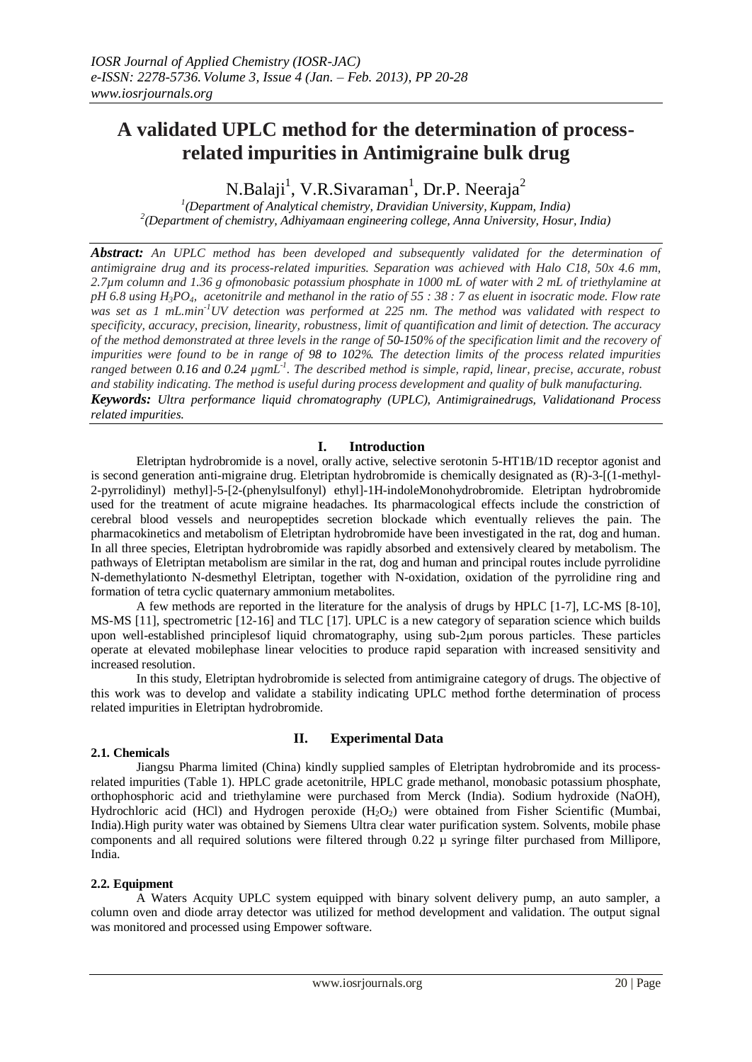# A validated UPLC method for the determination of process-related impurities in Antimigraine bulk drug

N.Balaji[1], V.R.Sivaraman[1], Dr.P. Neeraja[2]

[1](Department of Analytical chemistry, Dravidian University, Kuppam, India)
[2](Department of chemistry, Adhiyamaan engineering college, Anna University, Hosur, India)

***Abstract:*** *An UPLC method has been developed and subsequently validated for the determination of antimigraine drug and its process-related impurities. Separation was achieved with Halo C18, 50x 4.6 mm, 2.7µm column and 1.36 g ofmonobasic potassium phosphate in 1000 mL of water with 2 mL of triethylamine at pH 6.8 using $H_3PO_4$, acetonitrile and methanol in the ratio of 55 : 38 : 7 as eluent in isocratic mode. Flow rate was set as 1 $mL.min^{-1}$UV detection was performed at 225 nm. The method was validated with respect to specificity, accuracy, precision, linearity, robustness, limit of quantification and limit of detection. The accuracy of the method demonstrated at three levels in the range of 50-150% of the specification limit and the recovery of impurities were found to be in range of 98 to 102%. The detection limits of the process related impurities ranged between 0.16 and 0.24 $\mu gmL^{-1}$. The described method is simple, rapid, linear, precise, accurate, robust and stability indicating. The method is useful during process development and quality of bulk manufacturing.*

***Keywords:*** *Ultra performance liquid chromatography (UPLC), Antimigrainedrugs, Validationand Process related impurities.*

## I. Introduction

Eletriptan hydrobromide is a novel, orally active, selective serotonin 5-HT1B/1D receptor agonist and is second generation anti-migraine drug. Eletriptan hydrobromide is chemically designated as (R)-3-[(1-methyl-2-pyrrolidinyl) methyl]-5-[2-(phenylsulfonyl) ethyl]-1H-indoleMonohydrobromide. Eletriptan hydrobromide used for the treatment of acute migraine headaches. Its pharmacological effects include the constriction of cerebral blood vessels and neuropeptides secretion blockade which eventually relieves the pain. The pharmacokinetics and metabolism of Eletriptan hydrobromide have been investigated in the rat, dog and human. In all three species, Eletriptan hydrobromide was rapidly absorbed and extensively cleared by metabolism. The pathways of Eletriptan metabolism are similar in the rat, dog and human and principal routes include pyrrolidine N-demethylationto N-desmethyl Eletriptan, together with N-oxidation, oxidation of the pyrrolidine ring and formation of tetra cyclic quaternary ammonium metabolites.

A few methods are reported in the literature for the analysis of drugs by HPLC [1-7], LC-MS [8-10], MS-MS [11], spectrometric [12-16] and TLC [17]. UPLC is a new category of separation science which builds upon well-established principlesof liquid chromatography, using sub-2μm porous particles. These particles operate at elevated mobilephase linear velocities to produce rapid separation with increased sensitivity and increased resolution.

In this study, Eletriptan hydrobromide is selected from antimigraine category of drugs. The objective of this work was to develop and validate a stability indicating UPLC method forthe determination of process related impurities in Eletriptan hydrobromide.

## II. Experimental Data

### 2.1. Chemicals

Jiangsu Pharma limited (China) kindly supplied samples of Eletriptan hydrobromide and its process-related impurities (Table 1). HPLC grade acetonitrile, HPLC grade methanol, monobasic potassium phosphate, orthophosphoric acid and triethylamine were purchased from Merck (India). Sodium hydroxide (NaOH), Hydrochloric acid (HCl) and Hydrogen peroxide ($H_2O_2$) were obtained from Fisher Scientific (Mumbai, India).High purity water was obtained by Siemens Ultra clear water purification system. Solvents, mobile phase components and all required solutions were filtered through 0.22 µ syringe filter purchased from Millipore, India.

### 2.2. Equipment

A Waters Acquity UPLC system equipped with binary solvent delivery pump, an auto sampler, a column oven and diode array detector was utilized for method development and validation. The output signal was monitored and processed using Empower software.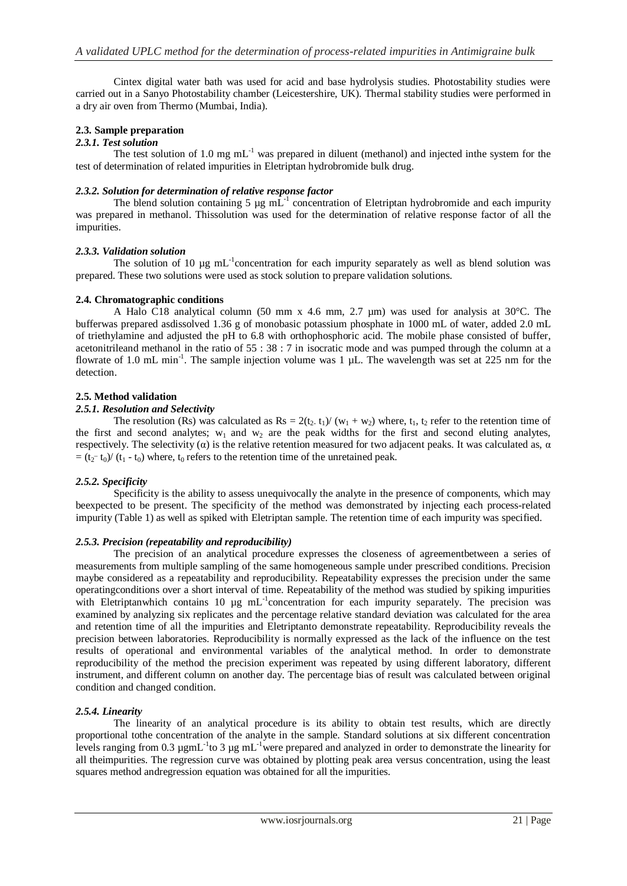Cintex digital water bath was used for acid and base hydrolysis studies. Photostability studies were carried out in a Sanyo Photostability chamber (Leicestershire, UK). Thermal stability studies were performed in a dry air oven from Thermo (Mumbai, India).

### 2.3. Sample preparation

#### *2.3.1. Test solution*

The test solution of 1.0 mg $mL^{-1}$ was prepared in diluent (methanol) and injected inthe system for the test of determination of related impurities in Eletriptan hydrobromide bulk drug.

#### *2.3.2. Solution for determination of relative response factor*

The blend solution containing 5 µg $mL^{-1}$ concentration of Eletriptan hydrobromide and each impurity was prepared in methanol. Thissolution was used for the determination of relative response factor of all the impurities.

#### *2.3.3. Validation solution*

The solution of 10 µg $mL^{-1}$concentration for each impurity separately as well as blend solution was prepared. These two solutions were used as stock solution to prepare validation solutions.

### 2.4. Chromatographic conditions

A Halo C18 analytical column (50 mm x 4.6 mm, 2.7 µm) was used for analysis at 30°C. The bufferwas prepared asdissolved 1.36 g of monobasic potassium phosphate in 1000 mL of water, added 2.0 mL of triethylamine and adjusted the pH to 6.8 with orthophosphoric acid. The mobile phase consisted of buffer, acetonitrileand methanol in the ratio of 55 : 38 : 7 in isocratic mode and was pumped through the column at a flowrate of 1.0 mL $min^{-1}$. The sample injection volume was 1 µL. The wavelength was set at 225 nm for the detection.

### 2.5. Method validation

#### *2.5.1. Resolution and Selectivity*

The resolution (Rs) was calculated as $Rs = 2(t_2 - t_1)/(w_1 + w_2)$ where, $t_1$, $t_2$ refer to the retention time of the first and second analytes; $w_1$ and $w_2$ are the peak widths for the first and second eluting analytes, respectively. The selectivity ($\alpha$) is the relative retention measured for two adjacent peaks. It was calculated as, $\alpha = (t_2 - t_0)/(t_1 - t_0)$ where, $t_0$ refers to the retention time of the unretained peak.

#### *2.5.2. Specificity*

Specificity is the ability to assess unequivocally the analyte in the presence of components, which may beexpected to be present. The specificity of the method was demonstrated by injecting each process-related impurity (Table 1) as well as spiked with Eletriptan sample. The retention time of each impurity was specified.

#### *2.5.3. Precision (repeatability and reproducibility)*

The precision of an analytical procedure expresses the closeness of agreementbetween a series of measurements from multiple sampling of the same homogeneous sample under prescribed conditions. Precision maybe considered as a repeatability and reproducibility. Repeatability expresses the precision under the same operatingconditions over a short interval of time. Repeatability of the method was studied by spiking impurities with Eletriptanwhich contains 10 µg $mL^{-1}$concentration for each impurity separately. The precision was examined by analyzing six replicates and the percentage relative standard deviation was calculated for the area and retention time of all the impurities and Eletriptanto demonstrate repeatability. Reproducibility reveals the precision between laboratories. Reproducibility is normally expressed as the lack of the influence on the test results of operational and environmental variables of the analytical method. In order to demonstrate reproducibility of the method the precision experiment was repeated by using different laboratory, different instrument, and different column on another day. The percentage bias of result was calculated between original condition and changed condition.

#### *2.5.4. Linearity*

The linearity of an analytical procedure is its ability to obtain test results, which are directly proportional tothe concentration of the analyte in the sample. Standard solutions at six different concentration levels ranging from 0.3 µg$mL^{-1}$to 3 µg $mL^{-1}$were prepared and analyzed in order to demonstrate the linearity for all theimpurities. The regression curve was obtained by plotting peak area versus concentration, using the least squares method andregression equation was obtained for all the impurities.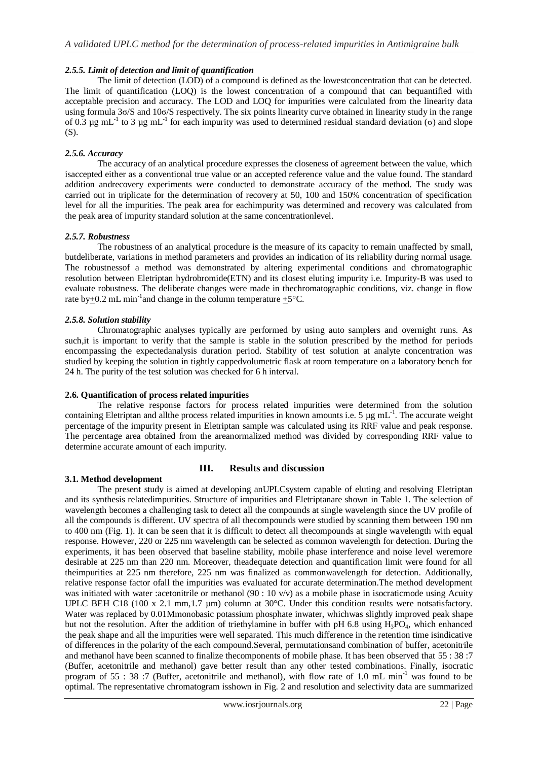#### *2.5.5. Limit of detection and limit of quantification*

The limit of detection (LOD) of a compound is defined as the lowestconcentration that can be detected. The limit of quantification (LOQ) is the lowest concentration of a compound that can bequantified with acceptable precision and accuracy. The LOD and LOQ for impurities were calculated from the linearity data using formula 3σ/S and 10σ/S respectively. The six points linearity curve obtained in linearity study in the range of 0.3 μg $mL^{-1}$ to 3 μg $mL^{-1}$ for each impurity was used to determined residual standard deviation (σ) and slope (S).

#### *2.5.6. Accuracy*

The accuracy of an analytical procedure expresses the closeness of agreement between the value, which isaccepted either as a conventional true value or an accepted reference value and the value found. The standard addition andrecovery experiments were conducted to demonstrate accuracy of the method. The study was carried out in triplicate for the determination of recovery at 50, 100 and 150% concentration of specification level for all the impurities. The peak area for eachimpurity was determined and recovery was calculated from the peak area of impurity standard solution at the same concentrationlevel.

#### *2.5.7. Robustness*

The robustness of an analytical procedure is the measure of its capacity to remain unaffected by small, butdeliberate, variations in method parameters and provides an indication of its reliability during normal usage. The robustnessof a method was demonstrated by altering experimental conditions and chromatographic resolution between Eletriptan hydrobromide(ETN) and its closest eluting impurity i.e. Impurity-B was used to evaluate robustness. The deliberate changes were made in thechromatographic conditions, viz. change in flow rate by±0.2 mL $min^{-1}$and change in the column temperature ±5°C.

#### *2.5.8. Solution stability*

Chromatographic analyses typically are performed by using auto samplers and overnight runs. As such,it is important to verify that the sample is stable in the solution prescribed by the method for periods encompassing the expectedanalysis duration period. Stability of test solution at analyte concentration was studied by keeping the solution in tightly cappedvolumetric flask at room temperature on a laboratory bench for 24 h. The purity of the test solution was checked for 6 h interval.

### 2.6. Quantification of process related impurities

The relative response factors for process related impurities were determined from the solution containing Eletriptan and allthe process related impurities in known amounts i.e. 5 μg $mL^{-1}$. The accurate weight percentage of the impurity present in Eletriptan sample was calculated using its RRF value and peak response. The percentage area obtained from the areanormalized method was divided by corresponding RRF value to determine accurate amount of each impurity.

## III. Results and discussion

### 3.1. Method development

The present study is aimed at developing anUPLCsystem capable of eluting and resolving Eletriptan and its synthesis relatedimpurities. Structure of impurities and Eletriptanare shown in Table 1. The selection of wavelength becomes a challenging task to detect all the compounds at single wavelength since the UV profile of all the compounds is different. UV spectra of all thecompounds were studied by scanning them between 190 nm to 400 nm (Fig. 1). It can be seen that it is difficult to detect all thecompounds at single wavelength with equal response. However, 220 or 225 nm wavelength can be selected as common wavelength for detection. During the experiments, it has been observed that baseline stability, mobile phase interference and noise level weremore desirable at 225 nm than 220 nm. Moreover, theadequate detection and quantification limit were found for all theimpurities at 225 nm therefore, 225 nm was finalized as commonwavelength for detection. Additionally, relative response factor ofall the impurities was evaluated for accurate determination.The method development was initiated with water :acetonitrile or methanol (90 : 10 v/v) as a mobile phase in isocraticmode using Acuity UPLC BEH C18 (100 x 2.1 mm,1.7 μm) column at 30°C. Under this condition results were notsatisfactory. Water was replaced by 0.01Mmonobasic potassium phosphate inwater, whichwas slightly improved peak shape but not the resolution. After the addition of triethylamine in buffer with pH 6.8 using $H_3PO_4$, which enhanced the peak shape and all the impurities were well separated. This much difference in the retention time isindicative of differences in the polarity of the each compound.Several, permutationsand combination of buffer, acetonitrile and methanol have been scanned to finalize thecomponents of mobile phase. It has been observed that 55 : 38 :7 (Buffer, acetonitrile and methanol) gave better result than any other tested combinations. Finally, isocratic program of 55 : 38 :7 (Buffer, acetonitrile and methanol), with flow rate of 1.0 mL $min^{-1}$ was found to be optimal. The representative chromatogram isshown in Fig. 2 and resolution and selectivity data are summarized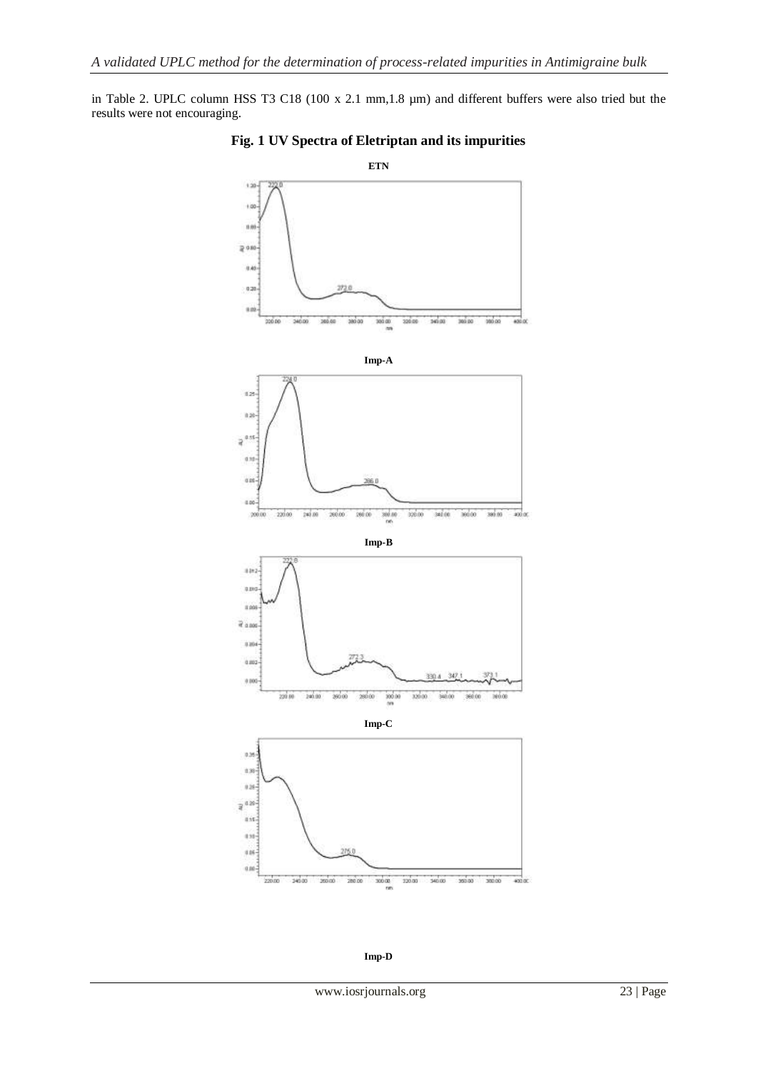in Table 2. UPLC column HSS T3 C18 (100 x 2.1 mm,1.8 µm) and different buffers were also tried but the results were not encouraging.

**Fig. 1 UV Spectra of Eletriptan and its impurities**

**ETN**

**Imp-A**

**Imp-B**

**Imp-C**

**Imp-D**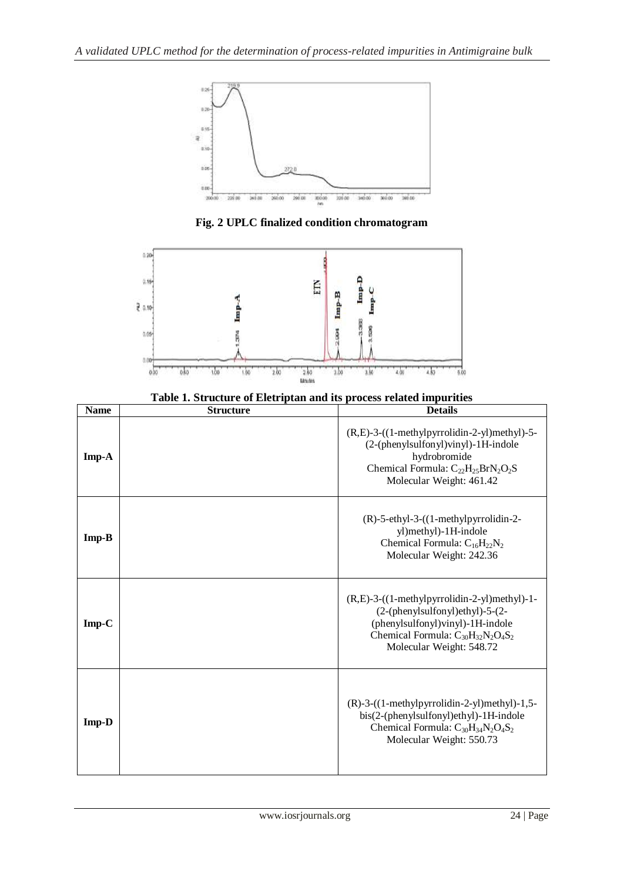**Fig. 2 UPLC finalized condition chromatogram**

**Table 1. Structure of Eletriptan and its process related impurities**

| Name | Structure | Details |
|---|---|---|
| Imp-A | | (R,E)-3-((1-methylpyrrolidin-2-yl)methyl)-5-(2-(phenylsulfonyl)vinyl)-1H-indole hydrobromide<br>Chemical Formula: $C_{22}H_{25}BrN_2O_2S$<br>Molecular Weight: 461.42 |
| Imp-B | | (R)-5-ethyl-3-((1-methylpyrrolidin-2-yl)methyl)-1H-indole<br>Chemical Formula: $C_{16}H_{22}N_2$<br>Molecular Weight: 242.36 |
| Imp-C | | (R,E)-3-((1-methylpyrrolidin-2-yl)methyl)-1-(2-(phenylsulfonyl)ethyl)-5-(2-(phenylsulfonyl)vinyl)-1H-indole<br>Chemical Formula: $C_{30}H_{32}N_2O_4S_2$<br>Molecular Weight: 548.72 |
| Imp-D | | (R)-3-((1-methylpyrrolidin-2-yl)methyl)-1,5-bis(2-(phenylsulfonyl)ethyl)-1H-indole<br>Chemical Formula: $C_{30}H_{34}N_2O_4S_2$<br>Molecular Weight: 550.73 |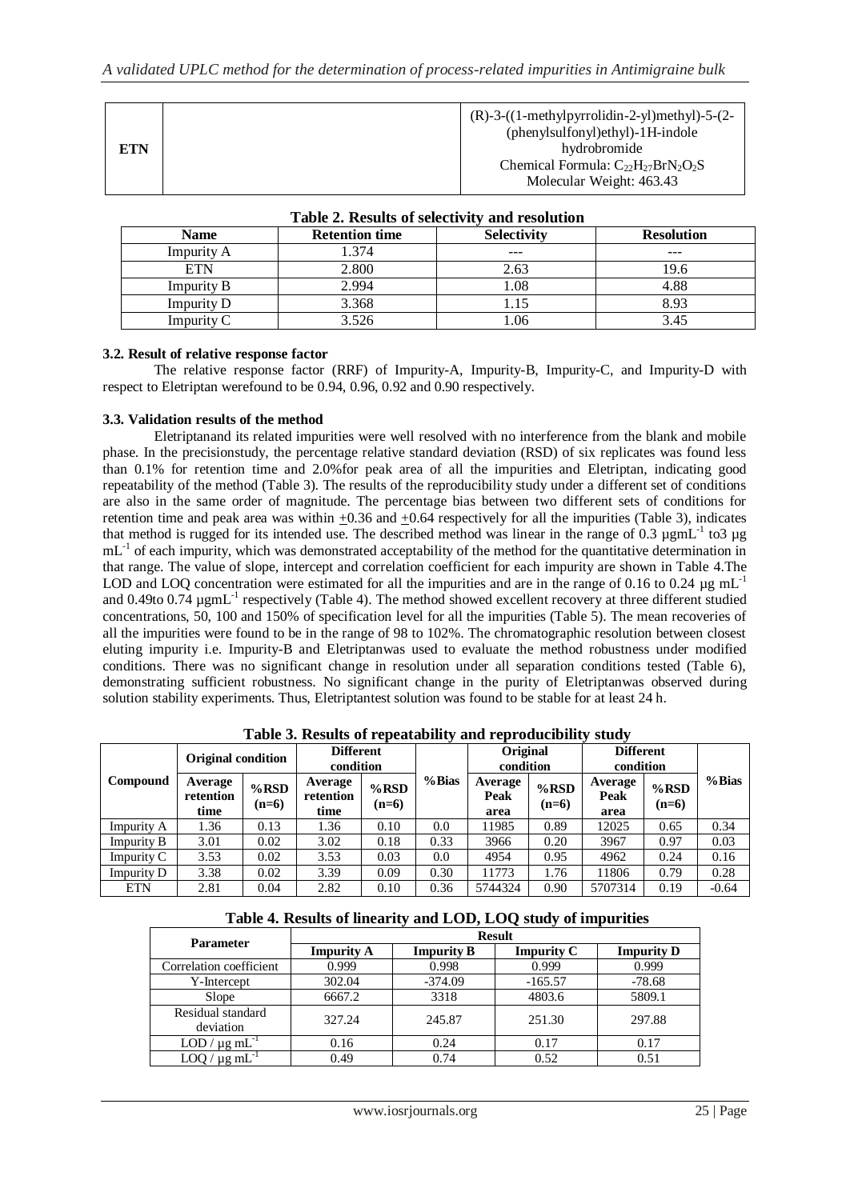| ETN | | (R)-3-((1-methylpyrrolidin-2-yl)methyl)-5-(2-(phenylsulfonyl)ethyl)-1H-indole hydrobromide<br>Chemical Formula: $C_{22}H_{27}BrN_2O_2S$<br>Molecular Weight: 463.43 |
|---|---|---|

**Table 2. Results of selectivity and resolution**

| Name | Retention time | Selectivity | Resolution |
|---|---|---|---|
| Impurity A | 1.374 | --- | --- |
| ETN | 2.800 | 2.63 | 19.6 |
| Impurity B | 2.994 | 1.08 | 4.88 |
| Impurity D | 3.368 | 1.15 | 8.93 |
| Impurity C | 3.526 | 1.06 | 3.45 |

**3.2. Result of relative response factor**

The relative response factor (RRF) of Impurity-A, Impurity-B, Impurity-C, and Impurity-D with respect to Eletriptan werefound to be 0.94, 0.96, 0.92 and 0.90 respectively.

**3.3. Validation results of the method**

Eletriptanand its related impurities were well resolved with no interference from the blank and mobile phase. In the precisionstudy, the percentage relative standard deviation (RSD) of six replicates was found less than 0.1% for retention time and 2.0%for peak area of all the impurities and Eletriptan, indicating good repeatability of the method (Table 3). The results of the reproducibility study under a different set of conditions are also in the same order of magnitude. The percentage bias between two different sets of conditions for retention time and peak area was within $\pm$0.36 and $\pm$0.64 respectively for all the impurities (Table 3), indicates that method is rugged for its intended use. The described method was linear in the range of 0.3 µgmL$^{-1}$ to3 µg mL$^{-1}$ of each impurity, which was demonstrated acceptability of the method for the quantitative determination in that range. The value of slope, intercept and correlation coefficient for each impurity are shown in Table 4.The LOD and LOQ concentration were estimated for all the impurities and are in the range of 0.16 to 0.24 µg mL$^{-1}$ and 0.49to 0.74 µgmL$^{-1}$ respectively (Table 4). The method showed excellent recovery at three different studied concentrations, 50, 100 and 150% of specification level for all the impurities (Table 5). The mean recoveries of all the impurities were found to be in the range of 98 to 102%. The chromatographic resolution between closest eluting impurity i.e. Impurity-B and Eletriptanwas used to evaluate the method robustness under modified conditions. There was no significant change in resolution under all separation conditions tested (Table 6), demonstrating sufficient robustness. No significant change in the purity of Eletriptanwas observed during solution stability experiments. Thus, Eletriptantest solution was found to be stable for at least 24 h.

**Table 3. Results of repeatability and reproducibility study**

| Compound | Original condition | | Different condition | | %Bias | Original condition | | Different condition | | %Bias |
|---|---|---|---|---|---|---|---|---|---|---|
| | Average retention time | %RSD (n=6) | Average retention time | %RSD (n=6) | | Average Peak area | %RSD (n=6) | Average Peak area | %RSD (n=6) | |
| Impurity A | 1.36 | 0.13 | 1.36 | 0.10 | 0.0 | 11985 | 0.89 | 12025 | 0.65 | 0.34 |
| Impurity B | 3.01 | 0.02 | 3.02 | 0.18 | 0.33 | 3966 | 0.20 | 3967 | 0.97 | 0.03 |
| Impurity C | 3.53 | 0.02 | 3.53 | 0.03 | 0.0 | 4954 | 0.95 | 4962 | 0.24 | 0.16 |
| Impurity D | 3.38 | 0.02 | 3.39 | 0.09 | 0.30 | 11773 | 1.76 | 11806 | 0.79 | 0.28 |
| ETN | 2.81 | 0.04 | 2.82 | 0.10 | 0.36 | 5744324 | 0.90 | 5707314 | 0.19 | -0.64 |

**Table 4. Results of linearity and LOD, LOQ study of impurities**

| Parameter | Result | | | |
|---|---|---|---|---|
| | Impurity A | Impurity B | Impurity C | Impurity D |
| Correlation coefficient | 0.999 | 0.998 | 0.999 | 0.999 |
| Y-Intercept | 302.04 | -374.09 | -165.57 | -78.68 |
| Slope | 6667.2 | 3318 | 4803.6 | 5809.1 |
| Residual standard deviation | 327.24 | 245.87 | 251.30 | 297.88 |
| LOD / µg mL$^{-1}$ | 0.16 | 0.24 | 0.17 | 0.17 |
| LOQ / µg mL$^{-1}$ | 0.49 | 0.74 | 0.52 | 0.51 |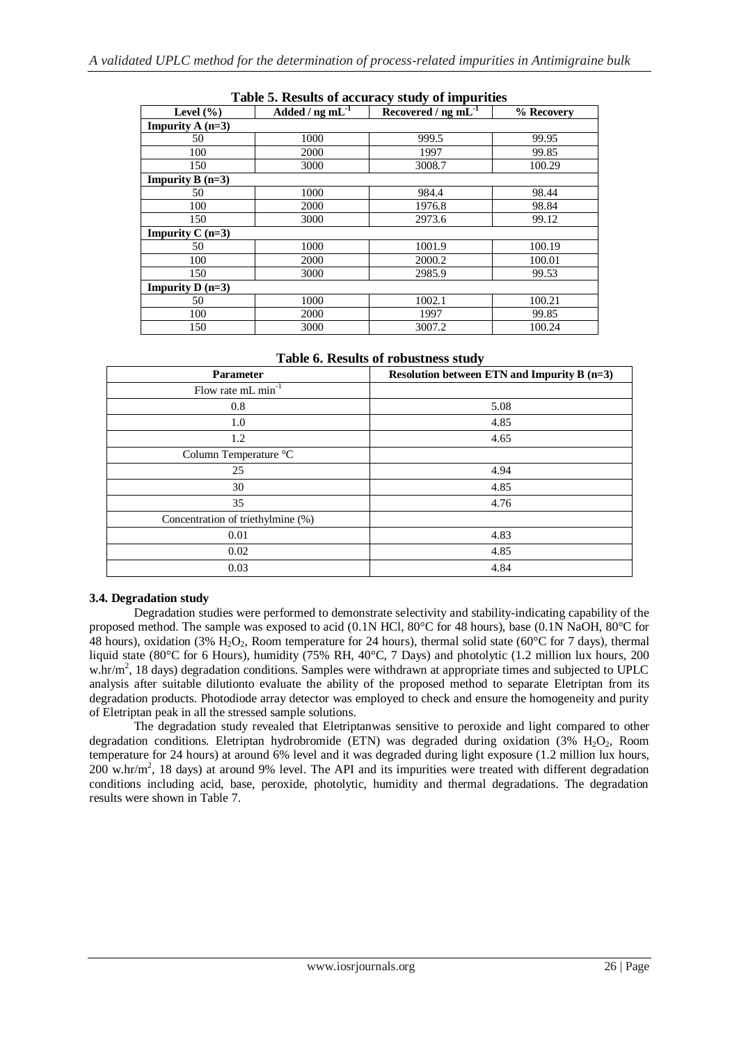**Table 5. Results of accuracy study of impurities**

| Level (%) | Added / ng $mL^{-1}$ | Recovered / ng $mL^{-1}$ | % Recovery |
|---|---|---|---|
| **Impurity A (n=3)** | | | |
| 50 | 1000 | 999.5 | 99.95 |
| 100 | 2000 | 1997 | 99.85 |
| 150 | 3000 | 3008.7 | 100.29 |
| **Impurity B (n=3)** | | | |
| 50 | 1000 | 984.4 | 98.44 |
| 100 | 2000 | 1976.8 | 98.84 |
| 150 | 3000 | 2973.6 | 99.12 |
| **Impurity C (n=3)** | | | |
| 50 | 1000 | 1001.9 | 100.19 |
| 100 | 2000 | 2000.2 | 100.01 |
| 150 | 3000 | 2985.9 | 99.53 |
| **Impurity D (n=3)** | | | |
| 50 | 1000 | 1002.1 | 100.21 |
| 100 | 2000 | 1997 | 99.85 |
| 150 | 3000 | 3007.2 | 100.24 |

**Table 6. Results of robustness study**

| Parameter | Resolution between ETN and Impurity B (n=3) |
|---|---|
| Flow rate mL $min^{-1}$ | |
| 0.8 | 5.08 |
| 1.0 | 4.85 |
| 1.2 | 4.65 |
| Column Temperature °C | |
| 25 | 4.94 |
| 30 | 4.85 |
| 35 | 4.76 |
| Concentration of triethylmine (%) | |
| 0.01 | 4.83 |
| 0.02 | 4.85 |
| 0.03 | 4.84 |

### 3.4. Degradation study

Degradation studies were performed to demonstrate selectivity and stability-indicating capability of the proposed method. The sample was exposed to acid (0.1N HCl, 80°C for 48 hours), base (0.1N NaOH, 80°C for 48 hours), oxidation (3% $H_2O_2$, Room temperature for 24 hours), thermal solid state (60°C for 7 days), thermal liquid state (80°C for 6 Hours), humidity (75% RH, 40°C, 7 Days) and photolytic (1.2 million lux hours, 200 w.hr/$m^2$, 18 days) degradation conditions. Samples were withdrawn at appropriate times and subjected to UPLC analysis after suitable dilutionto evaluate the ability of the proposed method to separate Eletriptan from its degradation products. Photodiode array detector was employed to check and ensure the homogeneity and purity of Eletriptan peak in all the stressed sample solutions.

The degradation study revealed that Eletriptanwas sensitive to peroxide and light compared to other degradation conditions. Eletriptan hydrobromide (ETN) was degraded during oxidation (3% $H_2O_2$, Room temperature for 24 hours) at around 6% level and it was degraded during light exposure (1.2 million lux hours, 200 w.hr/$m^2$, 18 days) at around 9% level. The API and its impurities were treated with different degradation conditions including acid, base, peroxide, photolytic, humidity and thermal degradations. The degradation results were shown in Table 7.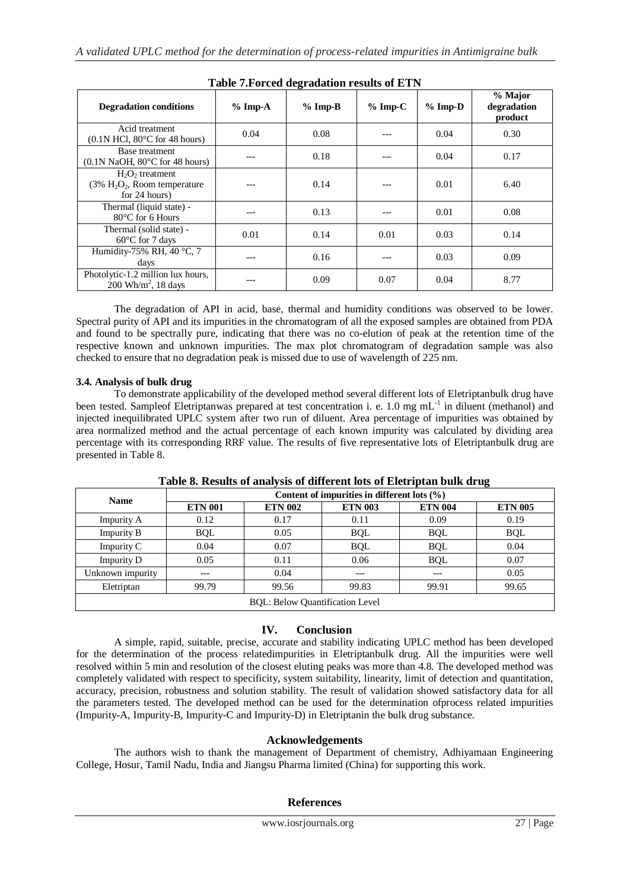**Table 7.Forced degradation results of ETN**

| Degradation conditions | % Imp-A | % Imp-B | % Imp-C | % Imp-D | % Major degradation product |
|---|---|---|---|---|---|
| Acid treatment (0.1N HCl, 80°C for 48 hours) | 0.04 | 0.08 | --- | 0.04 | 0.30 |
| Base treatment (0.1N NaOH, 80°C for 48 hours) | --- | 0.18 | --- | 0.04 | 0.17 |
| $H_2O_2$ treatment (3% $H_2O_2$, Room temperature for 24 hours) | --- | 0.14 | --- | 0.01 | 6.40 |
| Thermal (liquid state) - 80°C for 6 Hours | --- | 0.13 | --- | 0.01 | 0.08 |
| Thermal (solid state) - 60°C for 7 days | 0.01 | 0.14 | 0.01 | 0.03 | 0.14 |
| Humidity-75% RH, 40 °C, 7 days | --- | 0.16 | --- | 0.03 | 0.09 |
| Photolytic-1.2 million lux hours, 200 $Wh/m^2$, 18 days | --- | 0.09 | 0.07 | 0.04 | 8.77 |

The degradation of API in acid, base, thermal and humidity conditions was observed to be lower. Spectral purity of API and its impurities in the chromatogram of all the exposed samples are obtained from PDA and found to be spectrally pure, indicating that there was no co-elution of peak at the retention time of the respective known and unknown impurities. The max plot chromatogram of degradation sample was also checked to ensure that no degradation peak is missed due to use of wavelength of 225 nm.

### 3.4. Analysis of bulk drug

To demonstrate applicability of the developed method several different lots of Eletriptanbulk drug have been tested. Sampleof Eletriptanwas prepared at test concentration i. e. 1.0 mg $mL^{-1}$ in diluent (methanol) and injected inequilibrated UPLC system after two run of diluent. Area percentage of impurities was obtained by area normalized method and the actual percentage of each known impurity was calculated by dividing area percentage with its corresponding RRF value. The results of five representative lots of Eletriptanbulk drug are presented in Table 8.

**Table 8. Results of analysis of different lots of Eletriptan bulk drug**

| Name | Content of impurities in different lots (%) | | | | |
|---|---|---|---|---|---|
| | ETN 001 | ETN 002 | ETN 003 | ETN 004 | ETN 005 |
| Impurity A | 0.12 | 0.17 | 0.11 | 0.09 | 0.19 |
| Impurity B | BQL | 0.05 | BQL | BQL | BQL |
| Impurity C | 0.04 | 0.07 | BQL | BQL | 0.04 |
| Impurity D | 0.05 | 0.11 | 0.06 | BQL | 0.07 |
| Unknown impurity | --- | 0.04 | --- | --- | 0.05 |
| Eletriptan | 99.79 | 99.56 | 99.83 | 99.91 | 99.65 |

BQL: Below Quantification Level

## IV. Conclusion

A simple, rapid, suitable, precise, accurate and stability indicating UPLC method has been developed for the determination of the process relatedimpurities in Eletriptanbulk drug. All the impurities were well resolved within 5 min and resolution of the closest eluting peaks was more than 4.8. The developed method was completely validated with respect to specificity, system suitability, linearity, limit of detection and quantitation, accuracy, precision, robustness and solution stability. The result of validation showed satisfactory data for all the parameters tested. The developed method can be used for the determination ofprocess related impurities (Impurity-A, Impurity-B, Impurity-C and Impurity-D) in Eletriptanin the bulk drug substance.

## Acknowledgements

The authors wish to thank the management of Department of chemistry, Adhiyamaan Engineering College, Hosur, Tamil Nadu, India and Jiangsu Pharma limited (China) for supporting this work.

## References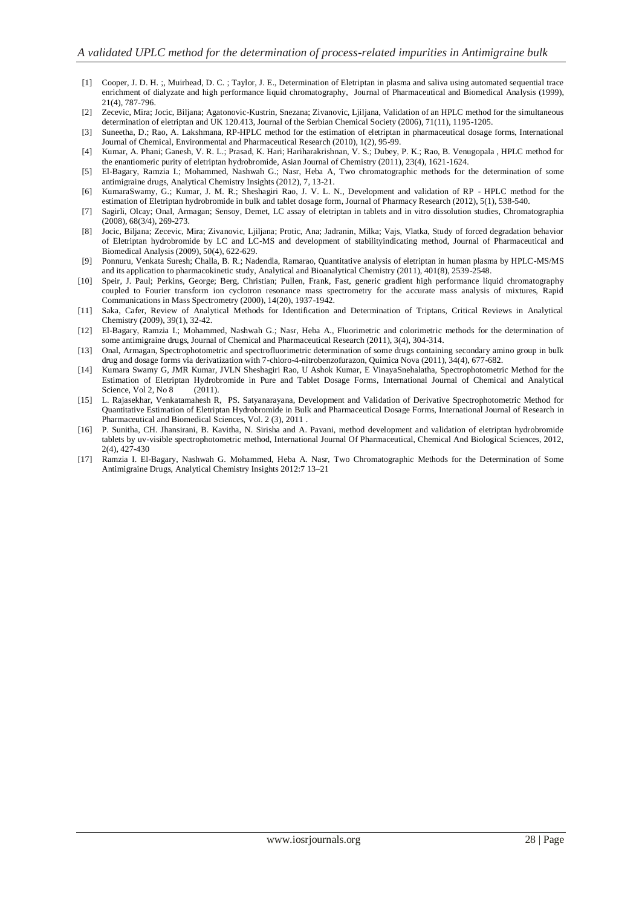[1] Cooper, J. D. H. ;, Muirhead, D. C. ; Taylor, J. E., Determination of Eletriptan in plasma and saliva using automated sequential trace enrichment of dialyzate and high performance liquid chromatography, Journal of Pharmaceutical and Biomedical Analysis (1999), 21(4), 787-796.

[2] Zecevic, Mira; Jocic, Biljana; Agatonovic-Kustrin, Snezana; Zivanovic, Ljiljana, Validation of an HPLC method for the simultaneous determination of eletriptan and UK 120.413, Journal of the Serbian Chemical Society (2006), 71(11), 1195-1205.

[3] Suneetha, D.; Rao, A. Lakshmana, RP-HPLC method for the estimation of eletriptan in pharmaceutical dosage forms, International Journal of Chemical, Environmental and Pharmaceutical Research (2010), 1(2), 95-99.

[4] Kumar, A. Phani; Ganesh, V. R. L.; Prasad, K. Hari; Hariharakrishnan, V. S.; Dubey, P. K.; Rao, B. Venugopala , HPLC method for the enantiomeric purity of eletriptan hydrobromide, Asian Journal of Chemistry (2011), 23(4), 1621-1624.

[5] El-Bagary, Ramzia I.; Mohammed, Nashwah G.; Nasr, Heba A, Two chromatographic methods for the determination of some antimigraine drugs, Analytical Chemistry Insights (2012), 7, 13-21.

[6] KumaraSwamy, G.; Kumar, J. M. R.; Sheshagiri Rao, J. V. L. N., Development and validation of RP - HPLC method for the estimation of Eletriptan hydrobromide in bulk and tablet dosage form, Journal of Pharmacy Research (2012), 5(1), 538-540.

[7] Sagirli, Olcay; Onal, Armagan; Sensoy, Demet, LC assay of eletriptan in tablets and in vitro dissolution studies, Chromatographia (2008), 68(3/4), 269-273.

[8] Jocic, Biljana; Zecevic, Mira; Zivanovic, Ljiljana; Protic, Ana; Jadranin, Milka; Vajs, Vlatka, Study of forced degradation behavior of Eletriptan hydrobromide by LC and LC-MS and development of stabilityindicating method, Journal of Pharmaceutical and Biomedical Analysis (2009), 50(4), 622-629.

[9] Ponnuru, Venkata Suresh; Challa, B. R.; Nadendla, Ramarao, Quantitative analysis of eletriptan in human plasma by HPLC-MS/MS and its application to pharmacokinetic study, Analytical and Bioanalytical Chemistry (2011), 401(8), 2539-2548.

[10] Speir, J. Paul; Perkins, George; Berg, Christian; Pullen, Frank, Fast, generic gradient high performance liquid chromatography coupled to Fourier transform ion cyclotron resonance mass spectrometry for the accurate mass analysis of mixtures, Rapid Communications in Mass Spectrometry (2000), 14(20), 1937-1942.

[11] Saka, Cafer, Review of Analytical Methods for Identification and Determination of Triptans, Critical Reviews in Analytical Chemistry (2009), 39(1), 32-42.

[12] El-Bagary, Ramzia I.; Mohammed, Nashwah G.; Nasr, Heba A., Fluorimetric and colorimetric methods for the determination of some antimigraine drugs, Journal of Chemical and Pharmaceutical Research (2011), 3(4), 304-314.

[13] Onal, Armagan, Spectrophotometric and spectrofluorimetric determination of some drugs containing secondary amino group in bulk drug and dosage forms via derivatization with 7-chloro-4-nitrobenzofurazon, Quimica Nova (2011), 34(4), 677-682.

[14] Kumara Swamy G, JMR Kumar, JVLN Sheshagiri Rao, U Ashok Kumar, E VinayaSnehalatha, Spectrophotometric Method for the Estimation of Eletriptan Hydrobromide in Pure and Tablet Dosage Forms, International Journal of Chemical and Analytical Science, Vol 2, No 8 (2011).

[15] L. Rajasekhar, Venkatamahesh R, PS. Satyanarayana, Development and Validation of Derivative Spectrophotometric Method for Quantitative Estimation of Eletriptan Hydrobromide in Bulk and Pharmaceutical Dosage Forms, International Journal of Research in Pharmaceutical and Biomedical Sciences, Vol. 2 (3), 2011 .

[16] P. Sunitha, CH. Jhansirani, B. Kavitha, N. Sirisha and A. Pavani, method development and validation of eletriptan hydrobromide tablets by uv-visible spectrophotometric method, International Journal Of Pharmaceutical, Chemical And Biological Sciences, 2012, 2(4), 427-430

[17] Ramzia I. El-Bagary, Nashwah G. Mohammed, Heba A. Nasr, Two Chromatographic Methods for the Determination of Some Antimigraine Drugs, Analytical Chemistry Insights 2012:7 13–21